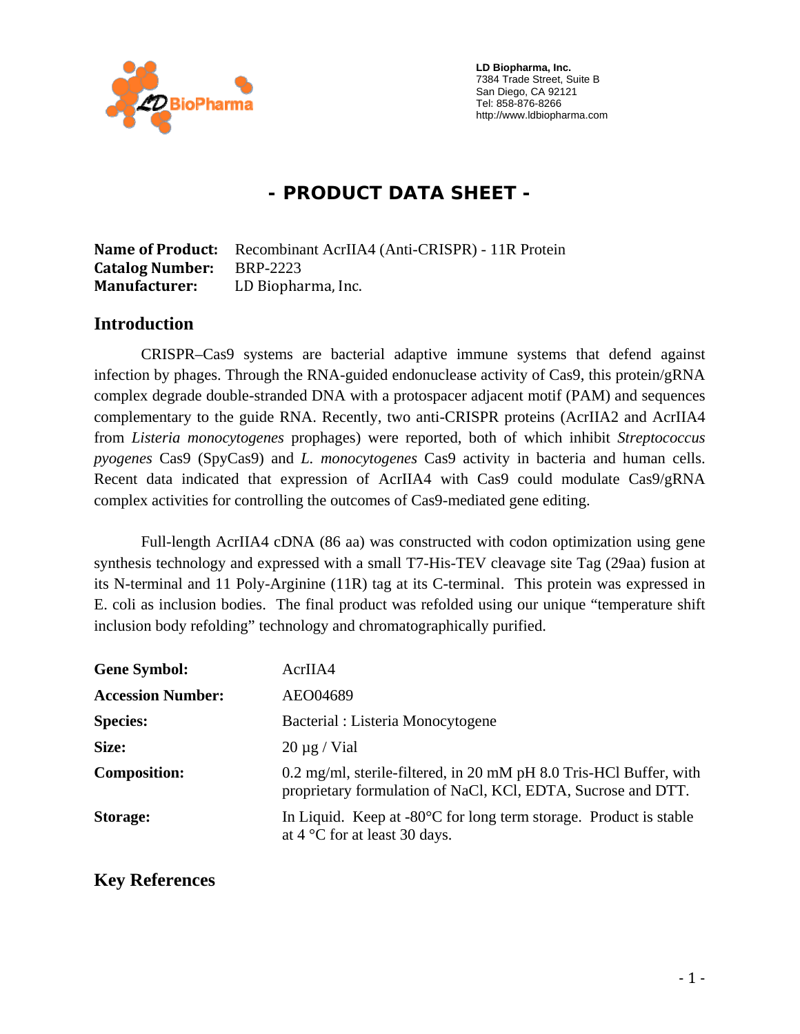LD Biopharma, Inc.
7384 Trade Street, Suite B
San Diego, CA 92121
Tel: 858-876-8266
http://www.ldbiopharma.com

# - PRODUCT DATA SHEET -

**Name of Product:** Recombinant AcrIIA4 (Anti-CRISPR) - 11R Protein
**Catalog Number:** BRP-2223
**Manufacturer:** LD Biopharma, Inc.

## Introduction

CRISPR–Cas9 systems are bacterial adaptive immune systems that defend against infection by phages. Through the RNA-guided endonuclease activity of Cas9, this protein/gRNA complex degrade double-stranded DNA with a protospacer adjacent motif (PAM) and sequences complementary to the guide RNA. Recently, two anti-CRISPR proteins (AcrIIA2 and AcrIIA4 from *Listeria monocytogenes* prophages) were reported, both of which inhibit *Streptococcus pyogenes* Cas9 (SpyCas9) and *L. monocytogenes* Cas9 activity in bacteria and human cells. Recent data indicated that expression of AcrIIA4 with Cas9 could modulate Cas9/gRNA complex activities for controlling the outcomes of Cas9-mediated gene editing.

Full-length AcrIIA4 cDNA (86 aa) was constructed with codon optimization using gene synthesis technology and expressed with a small T7-His-TEV cleavage site Tag (29aa) fusion at its N-terminal and 11 Poly-Arginine (11R) tag at its C-terminal. This protein was expressed in E. coli as inclusion bodies. The final product was refolded using our unique "temperature shift inclusion body refolding" technology and chromatographically purified.

| | |
|---|---|
| **Gene Symbol:** | AcrIIA4 |
| **Accession Number:** | AEO04689 |
| **Species:** | Bacterial : Listeria Monocytogene |
| **Size:** | 20 µg / Vial |
| **Composition:** | 0.2 mg/ml, sterile-filtered, in 20 mM pH 8.0 Tris-HCl Buffer, with proprietary formulation of NaCl, KCl, EDTA, Sucrose and DTT. |
| **Storage:** | In Liquid. Keep at -80°C for long term storage. Product is stable at 4 °C for at least 30 days. |

## Key References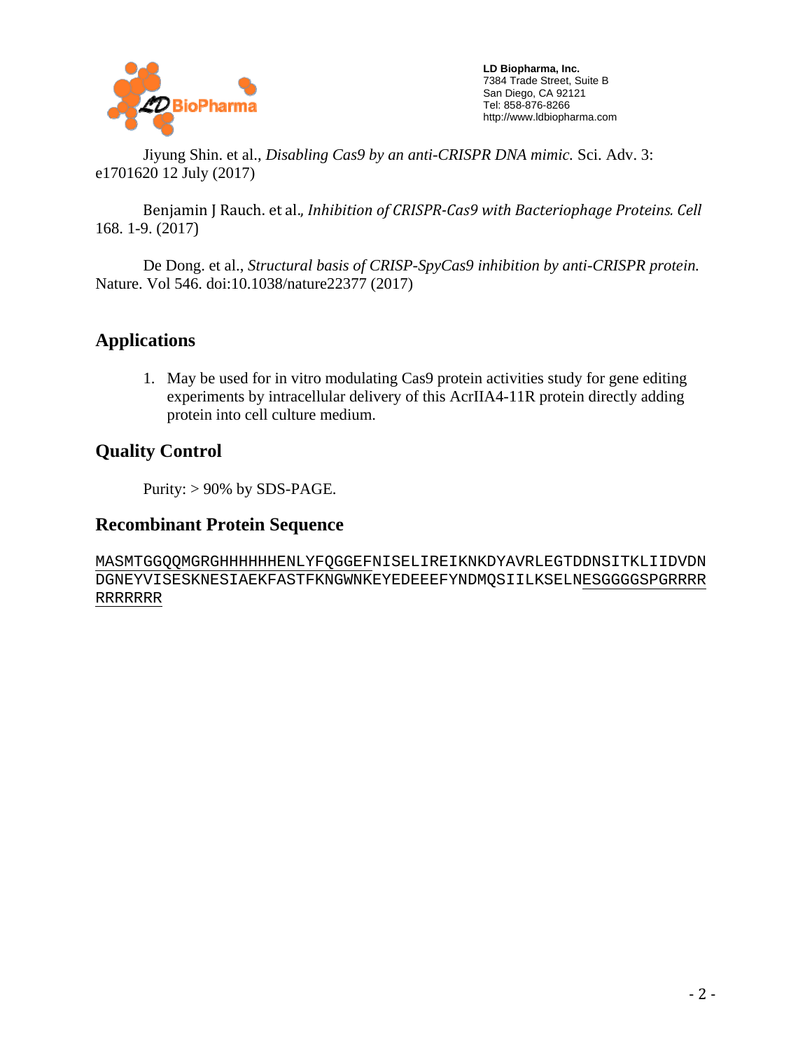Jiyung Shin. et al., *Disabling Cas9 by an anti-CRISPR DNA mimic.* Sci. Adv. 3: e1701620 12 July (2017)

Benjamin J Rauch. et al., *Inhibition of CRISPR-Cas9 with Bacteriophage Proteins. Cell* 168. 1-9. (2017)

De Dong. et al., *Structural basis of CRISP-SpyCas9 inhibition by anti-CRISPR protein.* Nature. Vol 546. doi:10.1038/nature22377 (2017)

## Applications

1. May be used for in vitro modulating Cas9 protein activities study for gene editing experiments by intracellular delivery of this AcrIIA4-11R protein directly adding protein into cell culture medium.

## Quality Control

Purity: > 90% by SDS-PAGE.

## Recombinant Protein Sequence

```
MASMTGGQQMGRGHHHHHHENLYFQGGEFNISELIREIKNKDYAVRLEGTDDNSITKLIIDVDN
DGNEYVISESKNESIAEKFASTFKNGWNKEYEDEEEFYNDMQSIILKSELNESGGGGSPGRRRR
RRRRRRR
```